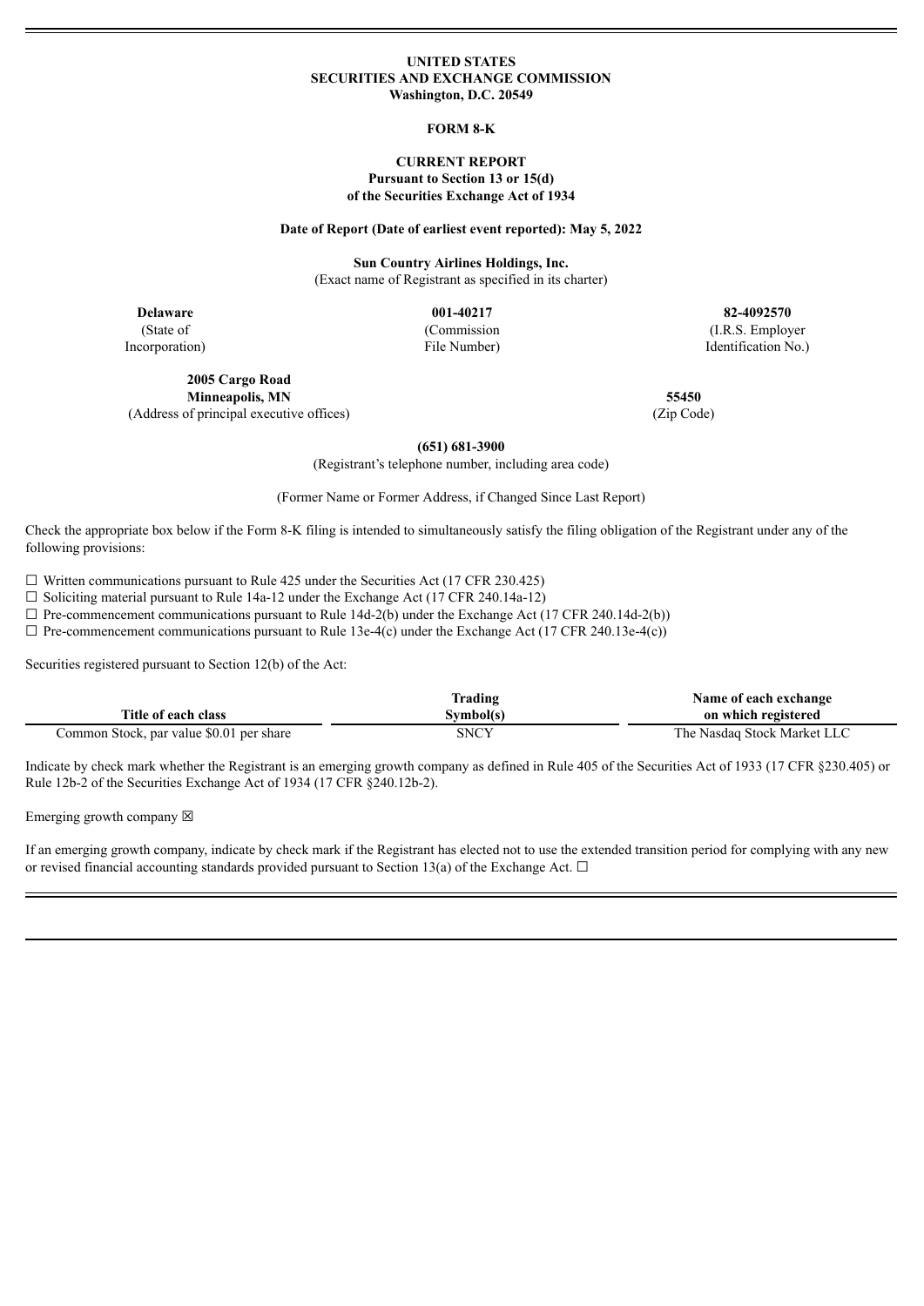**UNITED STATES**
**SECURITIES AND EXCHANGE COMMISSION**
**Washington, D.C. 20549**

**FORM 8-K**

**CURRENT REPORT**
**Pursuant to Section 13 or 15(d)**
**of the Securities Exchange Act of 1934**

**Date of Report (Date of earliest event reported): May 5, 2022**

**Sun Country Airlines Holdings, Inc.**
(Exact name of Registrant as specified in its charter)

| **Delaware** | **001-40217** | **82-4092570** |
|---|---|---|
| (State of Incorporation) | (Commission File Number) | (I.R.S. Employer Identification No.) |

| **2005 Cargo Road Minneapolis, MN** | **55450** |
|---|---|
| (Address of principal executive offices) | (Zip Code) |

**(651) 681-3900**
(Registrant's telephone number, including area code)

(Former Name or Former Address, if Changed Since Last Report)

Check the appropriate box below if the Form 8-K filing is intended to simultaneously satisfy the filing obligation of the Registrant under any of the following provisions:

☐ Written communications pursuant to Rule 425 under the Securities Act (17 CFR 230.425)
☐ Soliciting material pursuant to Rule 14a-12 under the Exchange Act (17 CFR 240.14a-12)
☐ Pre-commencement communications pursuant to Rule 14d-2(b) under the Exchange Act (17 CFR 240.14d-2(b))
☐ Pre-commencement communications pursuant to Rule 13e-4(c) under the Exchange Act (17 CFR 240.13e-4(c))

Securities registered pursuant to Section 12(b) of the Act:

| Title of each class | Trading Symbol(s) | Name of each exchange on which registered |
|---|---|---|
| Common Stock, par value $0.01 per share | SNCY | The Nasdaq Stock Market LLC |

Indicate by check mark whether the Registrant is an emerging growth company as defined in Rule 405 of the Securities Act of 1933 (17 CFR §230.405) or Rule 12b-2 of the Securities Exchange Act of 1934 (17 CFR §240.12b-2).

Emerging growth company ☒

If an emerging growth company, indicate by check mark if the Registrant has elected not to use the extended transition period for complying with any new or revised financial accounting standards provided pursuant to Section 13(a) of the Exchange Act. ☐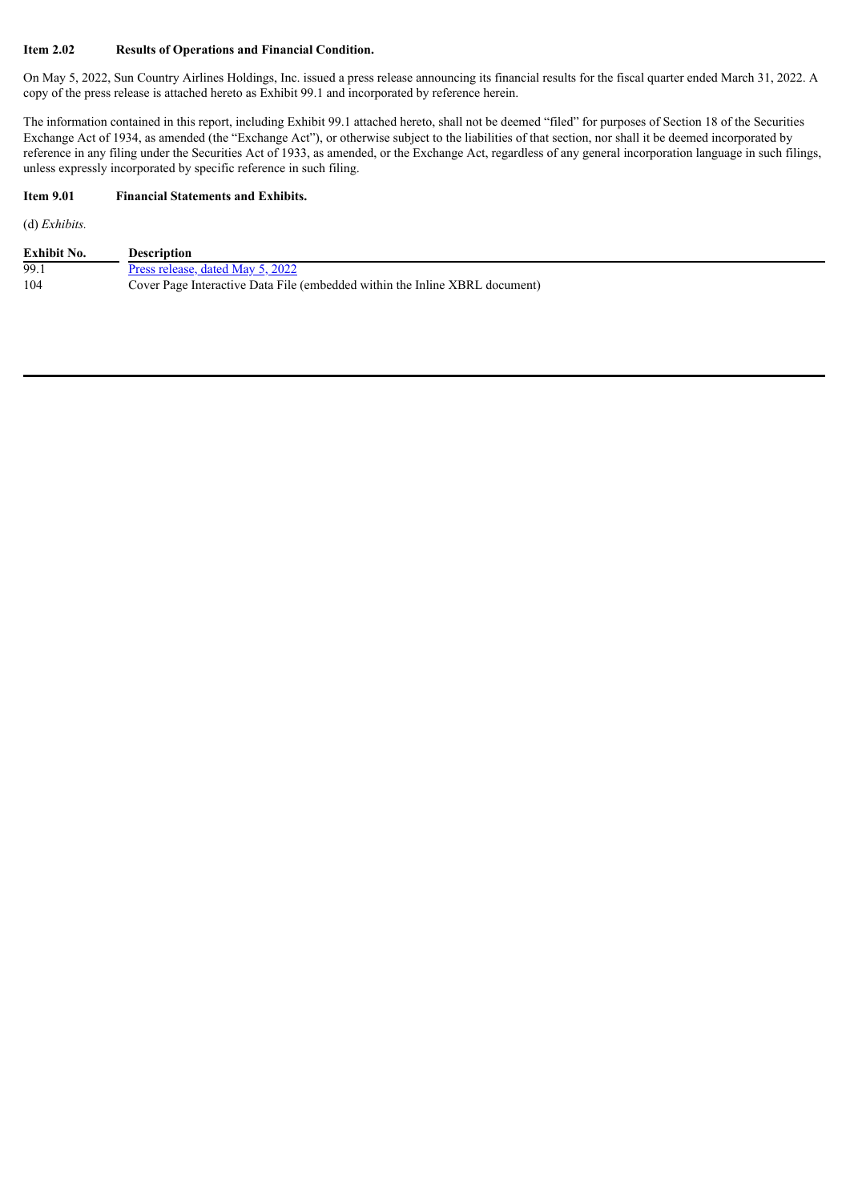**Item 2.02 Results of Operations and Financial Condition.**

On May 5, 2022, Sun Country Airlines Holdings, Inc. issued a press release announcing its financial results for the fiscal quarter ended March 31, 2022. A copy of the press release is attached hereto as Exhibit 99.1 and incorporated by reference herein.

The information contained in this report, including Exhibit 99.1 attached hereto, shall not be deemed "filed" for purposes of Section 18 of the Securities Exchange Act of 1934, as amended (the "Exchange Act"), or otherwise subject to the liabilities of that section, nor shall it be deemed incorporated by reference in any filing under the Securities Act of 1933, as amended, or the Exchange Act, regardless of any general incorporation language in such filings, unless expressly incorporated by specific reference in such filing.

**Item 9.01 Financial Statements and Exhibits.**

(d) *Exhibits.*

| Exhibit No. | Description |
| --- | --- |
| 99.1 | Press release, dated May 5, 2022 |
| 104 | Cover Page Interactive Data File (embedded within the Inline XBRL document) |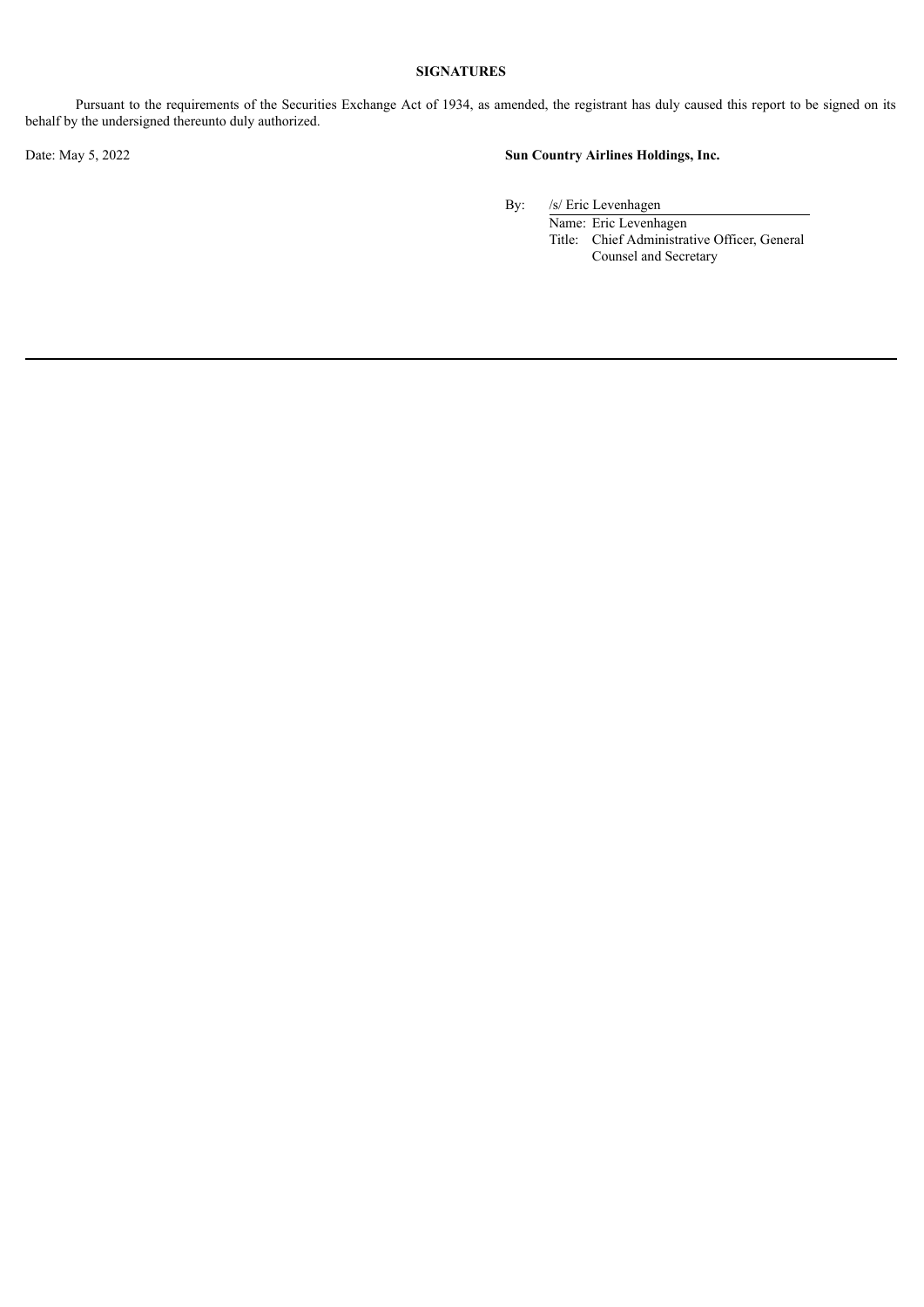**SIGNATURES**

Pursuant to the requirements of the Securities Exchange Act of 1934, as amended, the registrant has duly caused this report to be signed on its behalf by the undersigned thereunto duly authorized.

Date: May 5, 2022

**Sun Country Airlines Holdings, Inc.**

By: /s/ Eric Levenhagen

Name: Eric Levenhagen

Title: Chief Administrative Officer, General Counsel and Secretary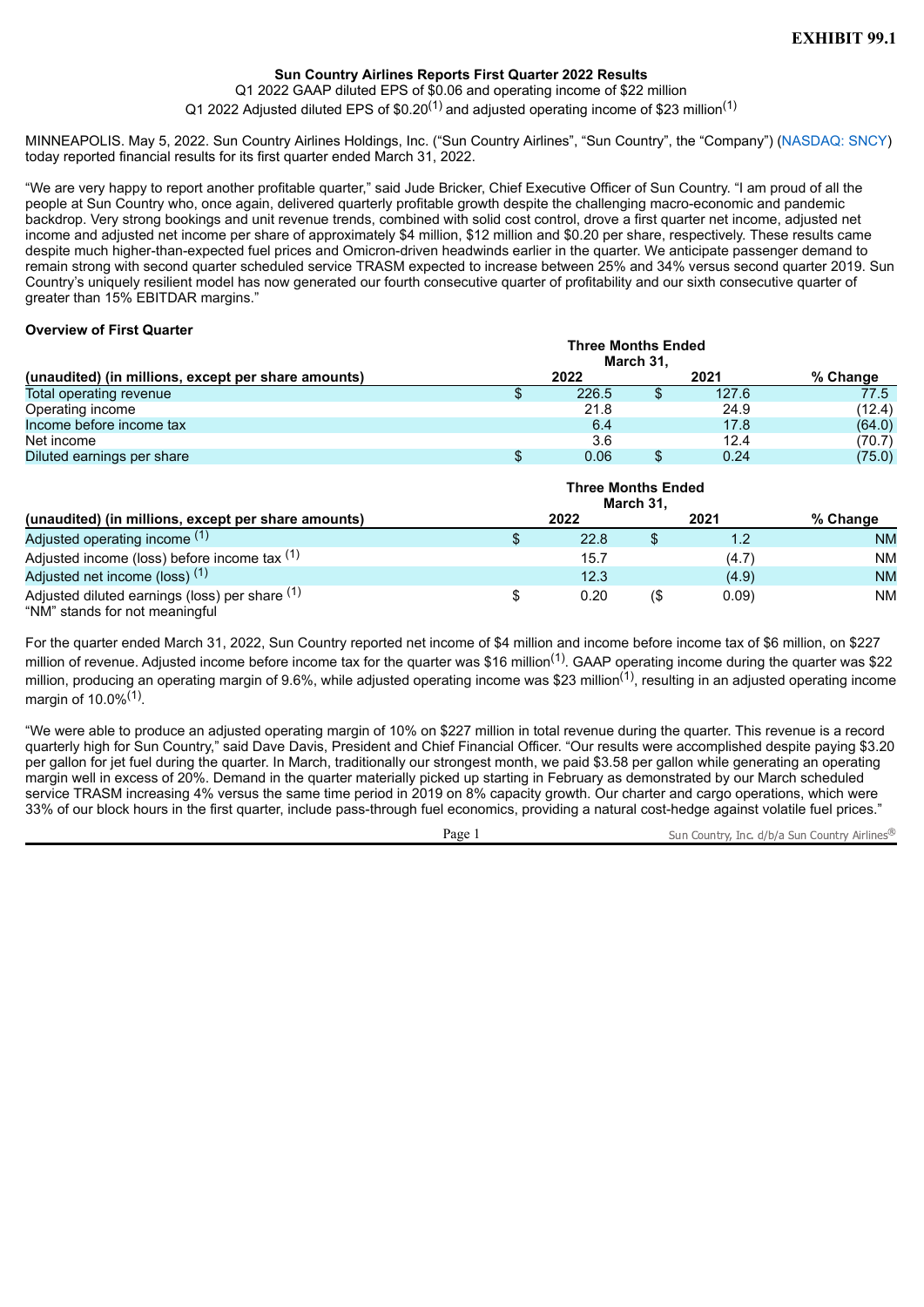**EXHIBIT 99.1**

# Sun Country Airlines Reports First Quarter 2022 Results

Q1 2022 GAAP diluted EPS of \$0.06 and operating income of \$22 million

Q1 2022 Adjusted diluted EPS of \$0.20[(1)] and adjusted operating income of \$23 million[(1)]

MINNEAPOLIS. May 5, 2022. Sun Country Airlines Holdings, Inc. ("Sun Country Airlines", "Sun Country", the "Company") (NASDAQ: SNCY) today reported financial results for its first quarter ended March 31, 2022.

"We are very happy to report another profitable quarter," said Jude Bricker, Chief Executive Officer of Sun Country. "I am proud of all the people at Sun Country who, once again, delivered quarterly profitable growth despite the challenging macro-economic and pandemic backdrop. Very strong bookings and unit revenue trends, combined with solid cost control, drove a first quarter net income, adjusted net income and adjusted net income per share of approximately \$4 million, \$12 million and \$0.20 per share, respectively. These results came despite much higher-than-expected fuel prices and Omicron-driven headwinds earlier in the quarter. We anticipate passenger demand to remain strong with second quarter scheduled service TRASM expected to increase between 25% and 34% versus second quarter 2019. Sun Country's uniquely resilient model has now generated our fourth consecutive quarter of profitability and our sixth consecutive quarter of greater than 15% EBITDAR margins."

**Overview of First Quarter**

| | Three Months Ended March 31, | | |
|---|---|---|---|
| (unaudited) (in millions, except per share amounts) | 2022 | 2021 | % Change |
| Total operating revenue | \$ 226.5 | \$ 127.6 | 77.5 |
| Operating income | 21.8 | 24.9 | (12.4) |
| Income before income tax | 6.4 | 17.8 | (64.0) |
| Net income | 3.6 | 12.4 | (70.7) |
| Diluted earnings per share | \$ 0.06 | \$ 0.24 | (75.0) |

| | Three Months Ended March 31, | | |
|---|---|---|---|
| (unaudited) (in millions, except per share amounts) | 2022 | 2021 | % Change |
| Adjusted operating income [(1)] | \$ 22.8 | \$ 1.2 | NM |
| Adjusted income (loss) before income tax [(1)] | 15.7 | (4.7) | NM |
| Adjusted net income (loss) [(1)] | 12.3 | (4.9) | NM |
| Adjusted diluted earnings (loss) per share [(1)] | \$ 0.20 | (\$ 0.09) | NM |

"NM" stands for not meaningful

For the quarter ended March 31, 2022, Sun Country reported net income of \$4 million and income before income tax of \$6 million, on \$227 million of revenue. Adjusted income before income tax for the quarter was \$16 million[(1)]. GAAP operating income during the quarter was \$22 million, producing an operating margin of 9.6%, while adjusted operating income was \$23 million[(1)], resulting in an adjusted operating income margin of 10.0%[(1)].

"We were able to produce an adjusted operating margin of 10% on \$227 million in total revenue during the quarter. This revenue is a record quarterly high for Sun Country," said Dave Davis, President and Chief Financial Officer. "Our results were accomplished despite paying \$3.20 per gallon for jet fuel during the quarter. In March, traditionally our strongest month, we paid \$3.58 per gallon while generating an operating margin well in excess of 20%. Demand in the quarter materially picked up starting in February as demonstrated by our March scheduled service TRASM increasing 4% versus the same time period in 2019 on 8% capacity growth. Our charter and cargo operations, which were 33% of our block hours in the first quarter, include pass-through fuel economics, providing a natural cost-hedge against volatile fuel prices."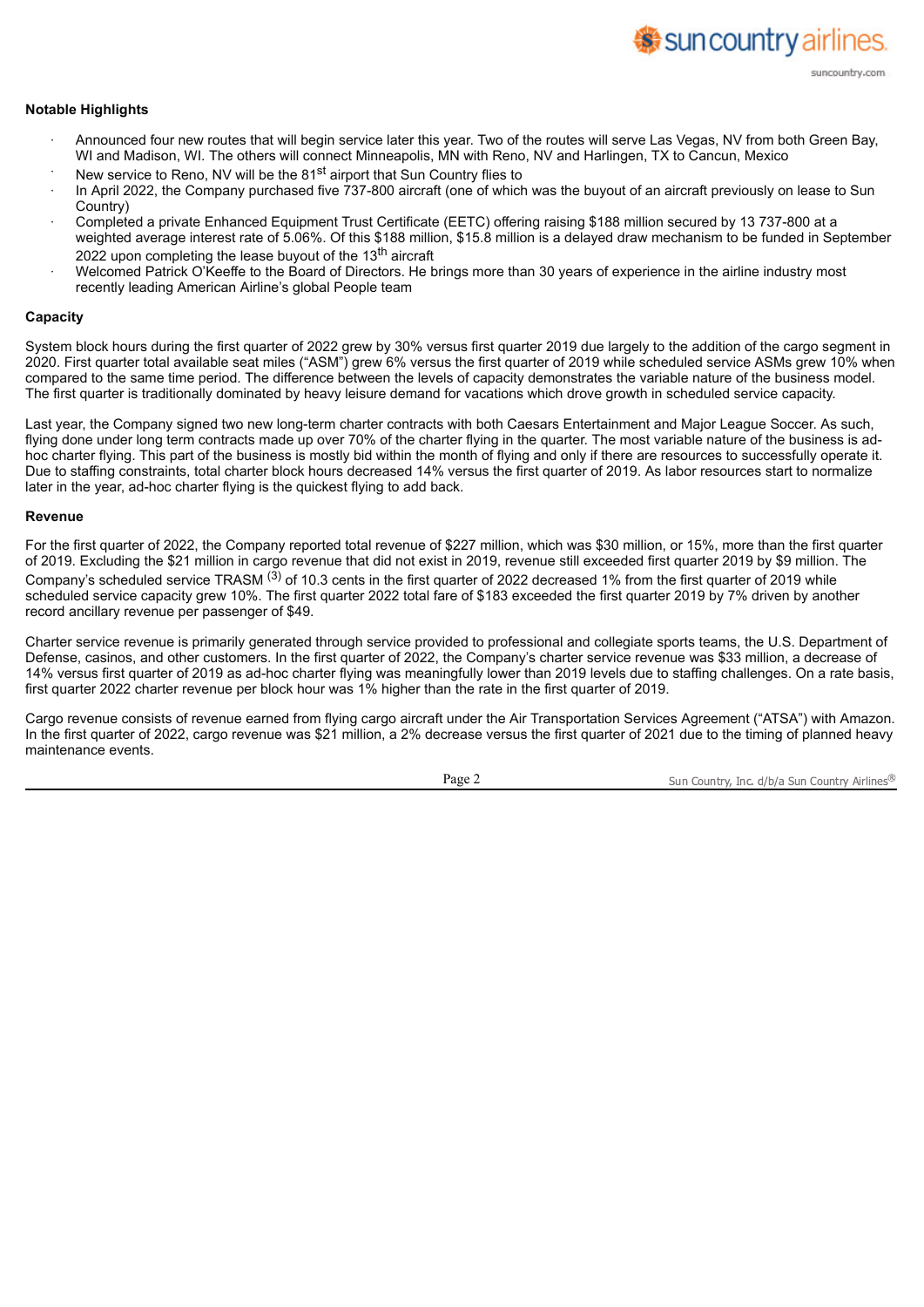**Notable Highlights**

- Announced four new routes that will begin service later this year. Two of the routes will serve Las Vegas, NV from both Green Bay, WI and Madison, WI. The others will connect Minneapolis, MN with Reno, NV and Harlingen, TX to Cancun, Mexico
- New service to Reno, NV will be the 81st airport that Sun Country flies to
- In April 2022, the Company purchased five 737-800 aircraft (one of which was the buyout of an aircraft previously on lease to Sun Country)
- Completed a private Enhanced Equipment Trust Certificate (EETC) offering raising $188 million secured by 13 737-800 at a weighted average interest rate of 5.06%. Of this $188 million, $15.8 million is a delayed draw mechanism to be funded in September 2022 upon completing the lease buyout of the 13th aircraft
- Welcomed Patrick O'Keeffe to the Board of Directors. He brings more than 30 years of experience in the airline industry most recently leading American Airline's global People team

**Capacity**

System block hours during the first quarter of 2022 grew by 30% versus first quarter 2019 due largely to the addition of the cargo segment in 2020. First quarter total available seat miles ("ASM") grew 6% versus the first quarter of 2019 while scheduled service ASMs grew 10% when compared to the same time period. The difference between the levels of capacity demonstrates the variable nature of the business model. The first quarter is traditionally dominated by heavy leisure demand for vacations which drove growth in scheduled service capacity.

Last year, the Company signed two new long-term charter contracts with both Caesars Entertainment and Major League Soccer. As such, flying done under long term contracts made up over 70% of the charter flying in the quarter. The most variable nature of the business is ad-hoc charter flying. This part of the business is mostly bid within the month of flying and only if there are resources to successfully operate it. Due to staffing constraints, total charter block hours decreased 14% versus the first quarter of 2019. As labor resources start to normalize later in the year, ad-hoc charter flying is the quickest flying to add back.

**Revenue**

For the first quarter of 2022, the Company reported total revenue of $227 million, which was $30 million, or 15%, more than the first quarter of 2019. Excluding the $21 million in cargo revenue that did not exist in 2019, revenue still exceeded first quarter 2019 by $9 million. The Company's scheduled service TRASM (3) of 10.3 cents in the first quarter of 2022 decreased 1% from the first quarter of 2019 while scheduled service capacity grew 10%. The first quarter 2022 total fare of $183 exceeded the first quarter 2019 by 7% driven by another record ancillary revenue per passenger of $49.

Charter service revenue is primarily generated through service provided to professional and collegiate sports teams, the U.S. Department of Defense, casinos, and other customers. In the first quarter of 2022, the Company's charter service revenue was $33 million, a decrease of 14% versus first quarter of 2019 as ad-hoc charter flying was meaningfully lower than 2019 levels due to staffing challenges. On a rate basis, first quarter 2022 charter revenue per block hour was 1% higher than the rate in the first quarter of 2019.

Cargo revenue consists of revenue earned from flying cargo aircraft under the Air Transportation Services Agreement ("ATSA") with Amazon. In the first quarter of 2022, cargo revenue was $21 million, a 2% decrease versus the first quarter of 2021 due to the timing of planned heavy maintenance events.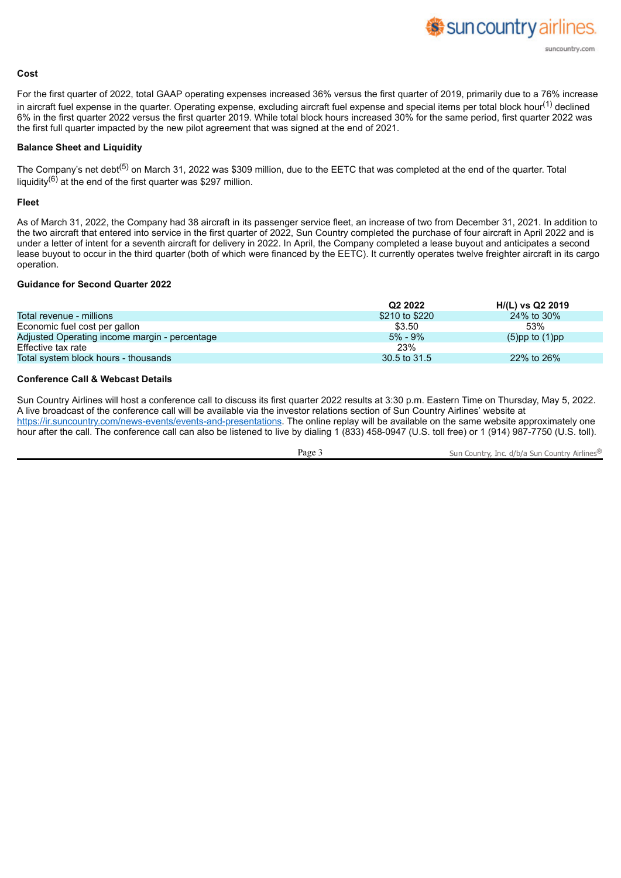### Cost

For the first quarter of 2022, total GAAP operating expenses increased 36% versus the first quarter of 2019, primarily due to a 76% increase in aircraft fuel expense in the quarter. Operating expense, excluding aircraft fuel expense and special items per total block hour[1] declined 6% in the first quarter 2022 versus the first quarter 2019. While total block hours increased 30% for the same period, first quarter 2022 was the first full quarter impacted by the new pilot agreement that was signed at the end of 2021.

### Balance Sheet and Liquidity

The Company's net debt[5] on March 31, 2022 was $309 million, due to the EETC that was completed at the end of the quarter. Total liquidity[6] at the end of the first quarter was $297 million.

### Fleet

As of March 31, 2022, the Company had 38 aircraft in its passenger service fleet, an increase of two from December 31, 2021. In addition to the two aircraft that entered into service in the first quarter of 2022, Sun Country completed the purchase of four aircraft in April 2022 and is under a letter of intent for a seventh aircraft for delivery in 2022. In April, the Company completed a lease buyout and anticipates a second lease buyout to occur in the third quarter (both of which were financed by the EETC). It currently operates twelve freighter aircraft in its cargo operation.

### Guidance for Second Quarter 2022

| | Q2 2022 | H/(L) vs Q2 2019 |
|---|---|---|
| Total revenue - millions | $210 to $220 | 24% to 30% |
| Economic fuel cost per gallon | $3.50 | 53% |
| Adjusted Operating income margin - percentage | 5% - 9% | (5)pp to (1)pp |
| Effective tax rate | 23% | |
| Total system block hours - thousands | 30.5 to 31.5 | 22% to 26% |

### Conference Call & Webcast Details

Sun Country Airlines will host a conference call to discuss its first quarter 2022 results at 3:30 p.m. Eastern Time on Thursday, May 5, 2022. A live broadcast of the conference call will be available via the investor relations section of Sun Country Airlines' website at https://ir.suncountry.com/news-events/events-and-presentations. The online replay will be available on the same website approximately one hour after the call. The conference call can also be listened to live by dialing 1 (833) 458-0947 (U.S. toll free) or 1 (914) 987-7750 (U.S. toll).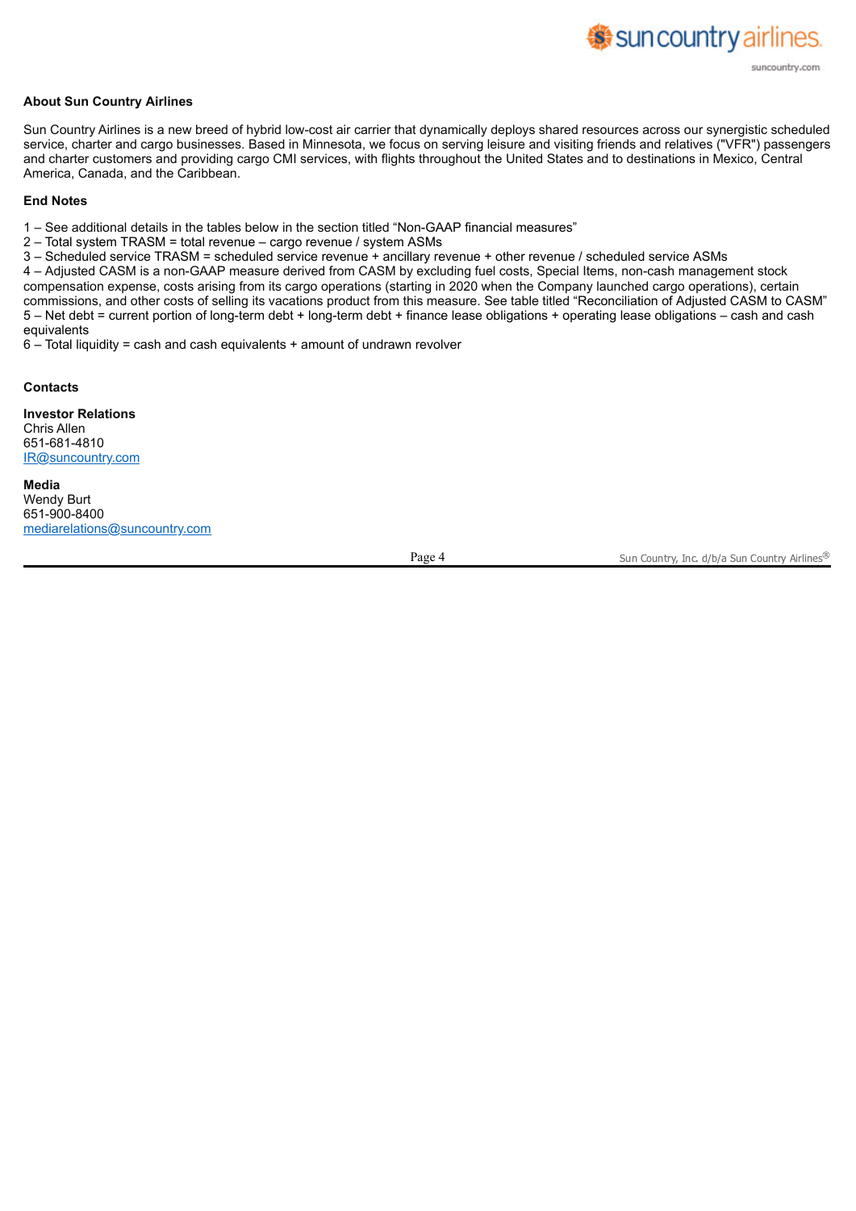## About Sun Country Airlines

Sun Country Airlines is a new breed of hybrid low-cost air carrier that dynamically deploys shared resources across our synergistic scheduled service, charter and cargo businesses. Based in Minnesota, we focus on serving leisure and visiting friends and relatives ("VFR") passengers and charter customers and providing cargo CMI services, with flights throughout the United States and to destinations in Mexico, Central America, Canada, and the Caribbean.

## End Notes

1 – See additional details in the tables below in the section titled "Non-GAAP financial measures"
2 – Total system TRASM = total revenue – cargo revenue / system ASMs
3 – Scheduled service TRASM = scheduled service revenue + ancillary revenue + other revenue / scheduled service ASMs
4 – Adjusted CASM is a non-GAAP measure derived from CASM by excluding fuel costs, Special Items, non-cash management stock compensation expense, costs arising from its cargo operations (starting in 2020 when the Company launched cargo operations), certain commissions, and other costs of selling its vacations product from this measure. See table titled "Reconciliation of Adjusted CASM to CASM"
5 – Net debt = current portion of long-term debt + long-term debt + finance lease obligations + operating lease obligations – cash and cash equivalents
6 – Total liquidity = cash and cash equivalents + amount of undrawn revolver

## Contacts

**Investor Relations**
Chris Allen
651-681-4810
IR@suncountry.com

**Media**
Wendy Burt
651-900-8400
mediarelations@suncountry.com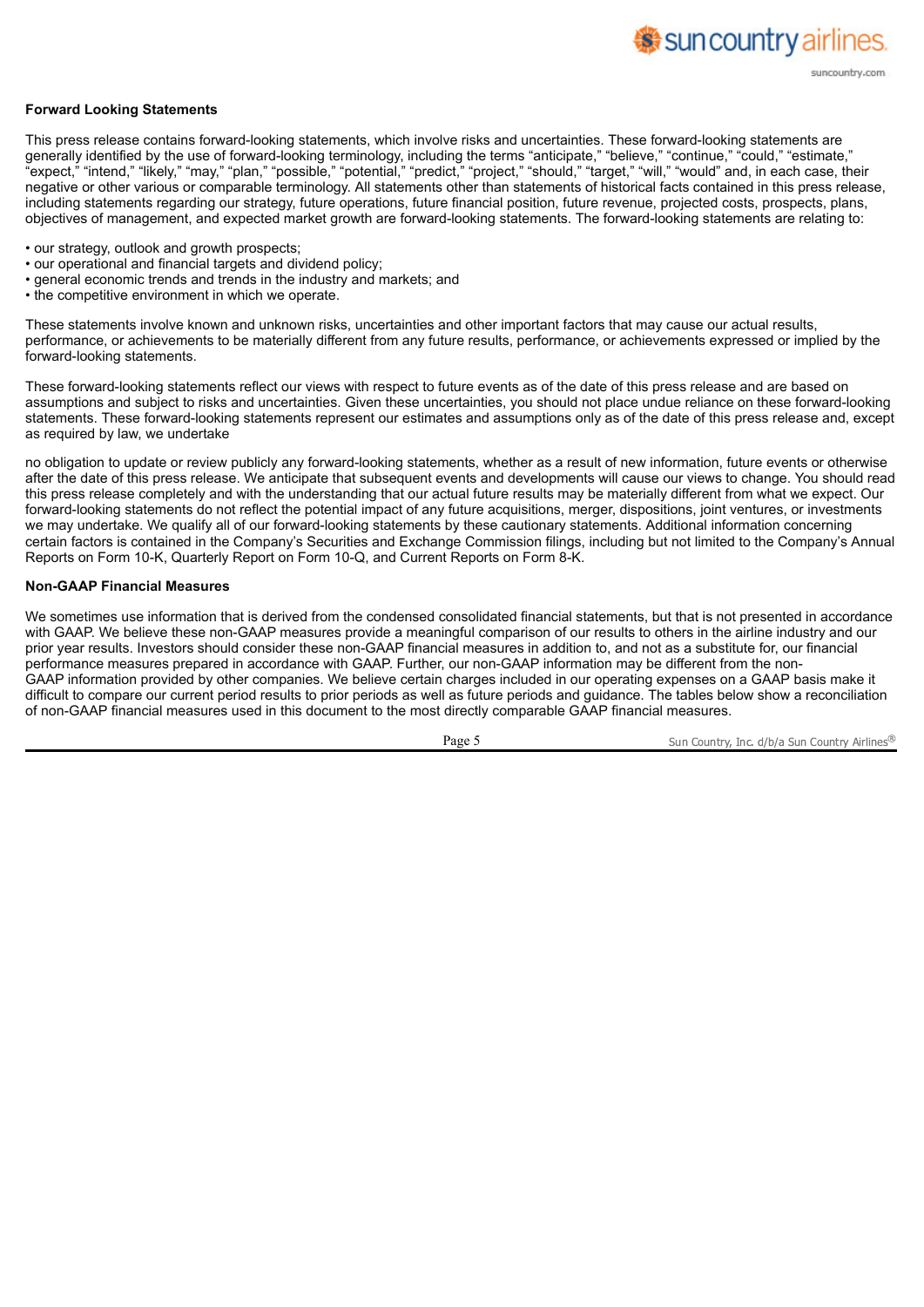**Forward Looking Statements**

This press release contains forward-looking statements, which involve risks and uncertainties. These forward-looking statements are generally identified by the use of forward-looking terminology, including the terms "anticipate," "believe," "continue," "could," "estimate," "expect," "intend," "likely," "may," "plan," "possible," "potential," "predict," "project," "should," "target," "will," "would" and, in each case, their negative or other various or comparable terminology. All statements other than statements of historical facts contained in this press release, including statements regarding our strategy, future operations, future financial position, future revenue, projected costs, prospects, plans, objectives of management, and expected market growth are forward-looking statements. The forward-looking statements are relating to:

- our strategy, outlook and growth prospects;
- our operational and financial targets and dividend policy;
- general economic trends and trends in the industry and markets; and
- the competitive environment in which we operate.

These statements involve known and unknown risks, uncertainties and other important factors that may cause our actual results, performance, or achievements to be materially different from any future results, performance, or achievements expressed or implied by the forward-looking statements.

These forward-looking statements reflect our views with respect to future events as of the date of this press release and are based on assumptions and subject to risks and uncertainties. Given these uncertainties, you should not place undue reliance on these forward-looking statements. These forward-looking statements represent our estimates and assumptions only as of the date of this press release and, except as required by law, we undertake

no obligation to update or review publicly any forward-looking statements, whether as a result of new information, future events or otherwise after the date of this press release. We anticipate that subsequent events and developments will cause our views to change. You should read this press release completely and with the understanding that our actual future results may be materially different from what we expect. Our forward-looking statements do not reflect the potential impact of any future acquisitions, merger, dispositions, joint ventures, or investments we may undertake. We qualify all of our forward-looking statements by these cautionary statements. Additional information concerning certain factors is contained in the Company's Securities and Exchange Commission filings, including but not limited to the Company's Annual Reports on Form 10-K, Quarterly Report on Form 10-Q, and Current Reports on Form 8-K.

**Non-GAAP Financial Measures**

We sometimes use information that is derived from the condensed consolidated financial statements, but that is not presented in accordance with GAAP. We believe these non-GAAP measures provide a meaningful comparison of our results to others in the airline industry and our prior year results. Investors should consider these non-GAAP financial measures in addition to, and not as a substitute for, our financial performance measures prepared in accordance with GAAP. Further, our non-GAAP information may be different from the non-GAAP information provided by other companies. We believe certain charges included in our operating expenses on a GAAP basis make it difficult to compare our current period results to prior periods as well as future periods and guidance. The tables below show a reconciliation of non-GAAP financial measures used in this document to the most directly comparable GAAP financial measures.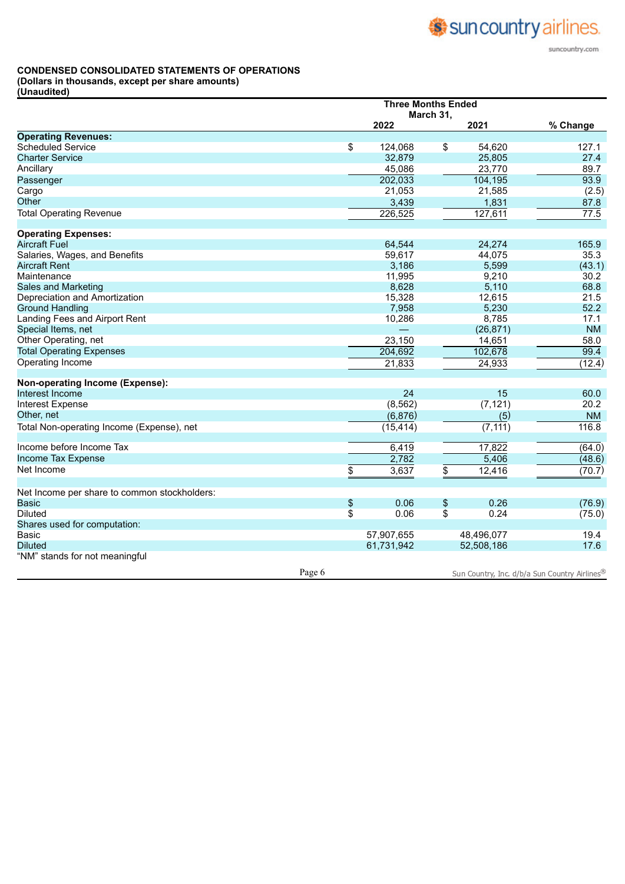**CONDENSED CONSOLIDATED STATEMENTS OF OPERATIONS**
**(Dollars in thousands, except per share amounts)**
**(Unaudited)**

| | Three Months Ended March 31, | | |
|---|---|---|---|
| | 2022 | 2021 | % Change |
| **Operating Revenues:** | | | |
| Scheduled Service | $ 124,068 | $ 54,620 | 127.1 |
| Charter Service | 32,879 | 25,805 | 27.4 |
| Ancillary | 45,086 | 23,770 | 89.7 |
| Passenger | 202,033 | 104,195 | 93.9 |
| Cargo | 21,053 | 21,585 | (2.5) |
| Other | 3,439 | 1,831 | 87.8 |
| Total Operating Revenue | 226,525 | 127,611 | 77.5 |
| **Operating Expenses:** | | | |
| Aircraft Fuel | 64,544 | 24,274 | 165.9 |
| Salaries, Wages, and Benefits | 59,617 | 44,075 | 35.3 |
| Aircraft Rent | 3,186 | 5,599 | (43.1) |
| Maintenance | 11,995 | 9,210 | 30.2 |
| Sales and Marketing | 8,628 | 5,110 | 68.8 |
| Depreciation and Amortization | 15,328 | 12,615 | 21.5 |
| Ground Handling | 7,958 | 5,230 | 52.2 |
| Landing Fees and Airport Rent | 10,286 | 8,785 | 17.1 |
| Special Items, net | — | (26,871) | NM |
| Other Operating, net | 23,150 | 14,651 | 58.0 |
| Total Operating Expenses | 204,692 | 102,678 | 99.4 |
| Operating Income | 21,833 | 24,933 | (12.4) |
| **Non-operating Income (Expense):** | | | |
| Interest Income | 24 | 15 | 60.0 |
| Interest Expense | (8,562) | (7,121) | 20.2 |
| Other, net | (6,876) | (5) | NM |
| Total Non-operating Income (Expense), net | (15,414) | (7,111) | 116.8 |
| Income before Income Tax | 6,419 | 17,822 | (64.0) |
| Income Tax Expense | 2,782 | 5,406 | (48.6) |
| Net Income | $ 3,637 | $ 12,416 | (70.7) |
| Net Income per share to common stockholders: | | | |
| Basic | $ 0.06 | $ 0.26 | (76.9) |
| Diluted | $ 0.06 | $ 0.24 | (75.0) |
| Shares used for computation: | | | |
| Basic | 57,907,655 | 48,496,077 | 19.4 |
| Diluted | 61,731,942 | 52,508,186 | 17.6 |

"NM" stands for not meaningful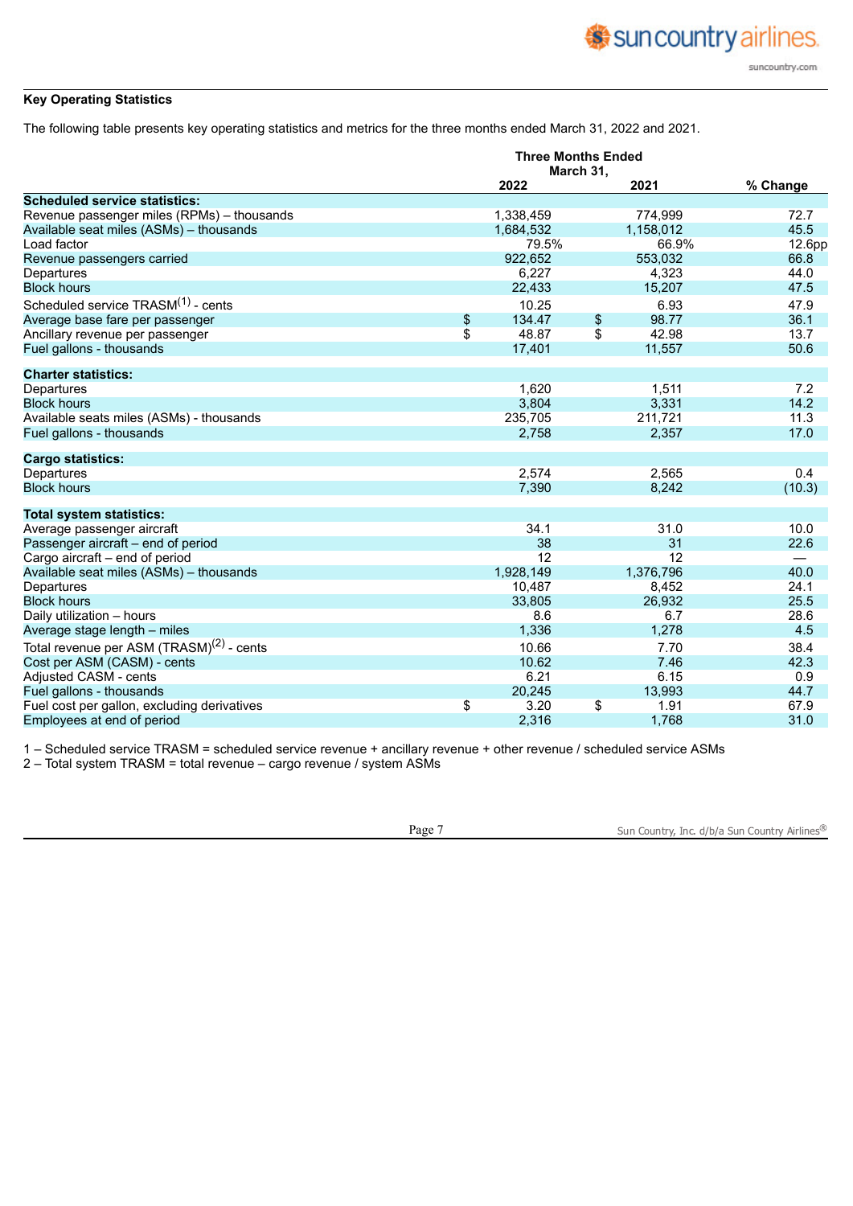**Key Operating Statistics**

The following table presents key operating statistics and metrics for the three months ended March 31, 2022 and 2021.

| | Three Months Ended March 31, | | |
|---|---|---|---|
| | 2022 | 2021 | % Change |
| **Scheduled service statistics:** | | | |
| Revenue passenger miles (RPMs) – thousands | 1,338,459 | 774,999 | 72.7 |
| Available seat miles (ASMs) – thousands | 1,684,532 | 1,158,012 | 45.5 |
| Load factor | 79.5% | 66.9% | 12.6pp |
| Revenue passengers carried | 922,652 | 553,032 | 66.8 |
| Departures | 6,227 | 4,323 | 44.0 |
| Block hours | 22,433 | 15,207 | 47.5 |
| Scheduled service TRASM[(1)] - cents | 10.25 | 6.93 | 47.9 |
| Average base fare per passenger | $ 134.47 | $ 98.77 | 36.1 |
| Ancillary revenue per passenger | $ 48.87 | $ 42.98 | 13.7 |
| Fuel gallons - thousands | 17,401 | 11,557 | 50.6 |
| **Charter statistics:** | | | |
| Departures | 1,620 | 1,511 | 7.2 |
| Block hours | 3,804 | 3,331 | 14.2 |
| Available seats miles (ASMs) - thousands | 235,705 | 211,721 | 11.3 |
| Fuel gallons - thousands | 2,758 | 2,357 | 17.0 |
| **Cargo statistics:** | | | |
| Departures | 2,574 | 2,565 | 0.4 |
| Block hours | 7,390 | 8,242 | (10.3) |
| **Total system statistics:** | | | |
| Average passenger aircraft | 34.1 | 31.0 | 10.0 |
| Passenger aircraft – end of period | 38 | 31 | 22.6 |
| Cargo aircraft – end of period | 12 | 12 | — |
| Available seat miles (ASMs) – thousands | 1,928,149 | 1,376,796 | 40.0 |
| Departures | 10,487 | 8,452 | 24.1 |
| Block hours | 33,805 | 26,932 | 25.5 |
| Daily utilization – hours | 8.6 | 6.7 | 28.6 |
| Average stage length – miles | 1,336 | 1,278 | 4.5 |
| Total revenue per ASM (TRASM)[(2)] - cents | 10.66 | 7.70 | 38.4 |
| Cost per ASM (CASM) - cents | 10.62 | 7.46 | 42.3 |
| Adjusted CASM - cents | 6.21 | 6.15 | 0.9 |
| Fuel gallons - thousands | 20,245 | 13,993 | 44.7 |
| Fuel cost per gallon, excluding derivatives | $ 3.20 | $ 1.91 | 67.9 |
| Employees at end of period | 2,316 | 1,768 | 31.0 |

1 – Scheduled service TRASM = scheduled service revenue + ancillary revenue + other revenue / scheduled service ASMs
2 – Total system TRASM = total revenue – cargo revenue / system ASMs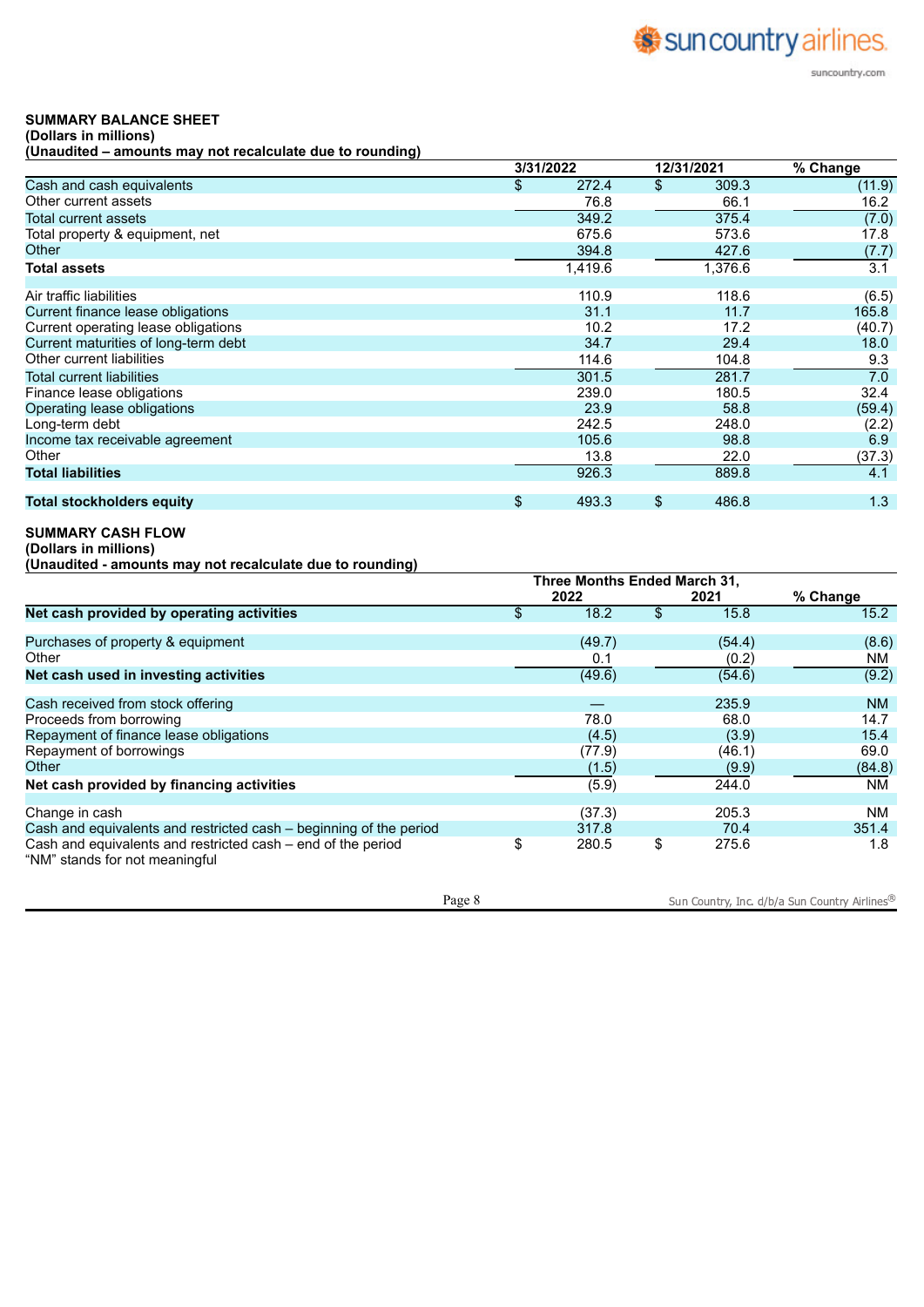**SUMMARY BALANCE SHEET**
**(Dollars in millions)**
**(Unaudited – amounts may not recalculate due to rounding)**

| | 3/31/2022 | 12/31/2021 | % Change |
|---|---|---|---|
| Cash and cash equivalents | $ 272.4 | $ 309.3 | (11.9) |
| Other current assets | 76.8 | 66.1 | 16.2 |
| Total current assets | 349.2 | 375.4 | (7.0) |
| Total property & equipment, net | 675.6 | 573.6 | 17.8 |
| Other | 394.8 | 427.6 | (7.7) |
| **Total assets** | 1,419.6 | 1,376.6 | 3.1 |
| | | | |
| Air traffic liabilities | 110.9 | 118.6 | (6.5) |
| Current finance lease obligations | 31.1 | 11.7 | 165.8 |
| Current operating lease obligations | 10.2 | 17.2 | (40.7) |
| Current maturities of long-term debt | 34.7 | 29.4 | 18.0 |
| Other current liabilities | 114.6 | 104.8 | 9.3 |
| Total current liabilities | 301.5 | 281.7 | 7.0 |
| Finance lease obligations | 239.0 | 180.5 | 32.4 |
| Operating lease obligations | 23.9 | 58.8 | (59.4) |
| Long-term debt | 242.5 | 248.0 | (2.2) |
| Income tax receivable agreement | 105.6 | 98.8 | 6.9 |
| Other | 13.8 | 22.0 | (37.3) |
| **Total liabilities** | 926.3 | 889.8 | 4.1 |
| | | | |
| **Total stockholders equity** | $ 493.3 | $ 486.8 | 1.3 |

**SUMMARY CASH FLOW**
**(Dollars in millions)**
**(Unaudited - amounts may not recalculate due to rounding)**

| | Three Months Ended March 31, | | |
|---|---|---|---|
| | 2022 | 2021 | % Change |
| **Net cash provided by operating activities** | $ 18.2 | $ 15.8 | 15.2 |
| | | | |
| Purchases of property & equipment | (49.7) | (54.4) | (8.6) |
| Other | 0.1 | (0.2) | NM |
| **Net cash used in investing activities** | (49.6) | (54.6) | (9.2) |
| | | | |
| Cash received from stock offering | — | 235.9 | NM |
| Proceeds from borrowing | 78.0 | 68.0 | 14.7 |
| Repayment of finance lease obligations | (4.5) | (3.9) | 15.4 |
| Repayment of borrowings | (77.9) | (46.1) | 69.0 |
| Other | (1.5) | (9.9) | (84.8) |
| **Net cash provided by financing activities** | (5.9) | 244.0 | NM |
| | | | |
| Change in cash | (37.3) | 205.3 | NM |
| Cash and equivalents and restricted cash – beginning of the period | 317.8 | 70.4 | 351.4 |
| Cash and equivalents and restricted cash – end of the period | $ 280.5 | $ 275.6 | 1.8 |

"NM" stands for not meaningful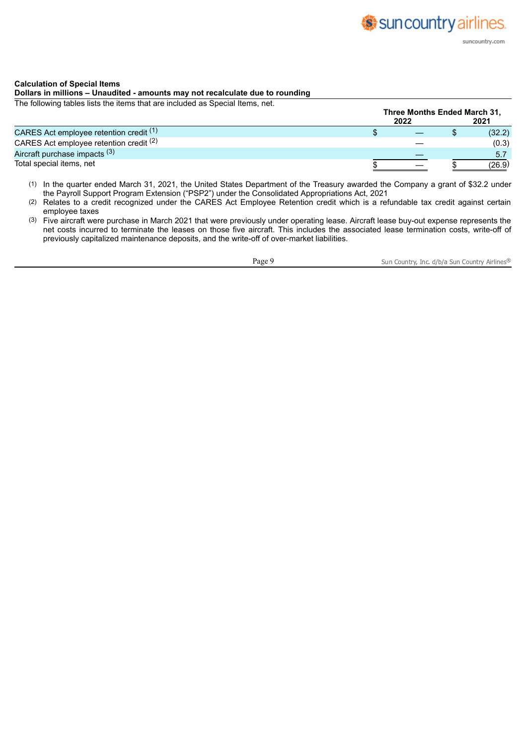**Calculation of Special Items**

**Dollars in millions – Unaudited - amounts may not recalculate due to rounding**

The following tables lists the items that are included as Special Items, net.

| | Three Months Ended March 31, 2022 | Three Months Ended March 31, 2021 |
|---|---|---|
| CARES Act employee retention credit [1] | $ — | $ (32.2) |
| CARES Act employee retention credit [2] | — | (0.3) |
| Aircraft purchase impacts [3] | — | 5.7 |
| Total special items, net | $ — | $ (26.9) |

(1) In the quarter ended March 31, 2021, the United States Department of the Treasury awarded the Company a grant of $32.2 under the Payroll Support Program Extension ("PSP2") under the Consolidated Appropriations Act, 2021

(2) Relates to a credit recognized under the CARES Act Employee Retention credit which is a refundable tax credit against certain employee taxes

(3) Five aircraft were purchase in March 2021 that were previously under operating lease. Aircraft lease buy-out expense represents the net costs incurred to terminate the leases on those five aircraft. This includes the associated lease termination costs, write-off of previously capitalized maintenance deposits, and the write-off of over-market liabilities.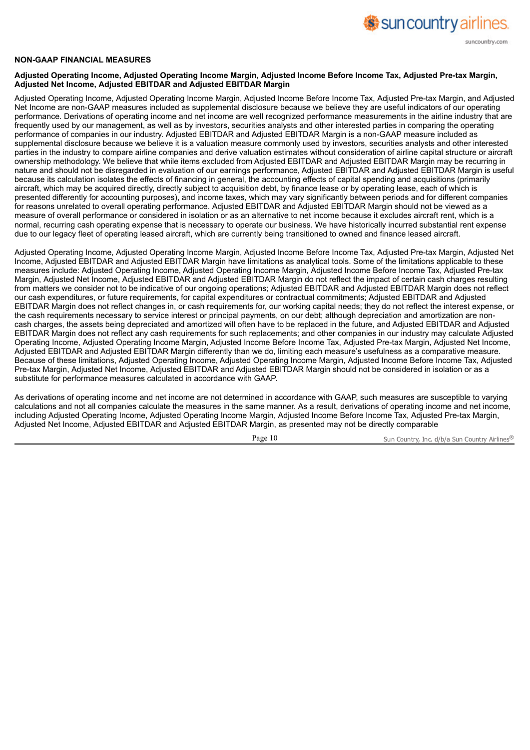## NON-GAAP FINANCIAL MEASURES

### Adjusted Operating Income, Adjusted Operating Income Margin, Adjusted Income Before Income Tax, Adjusted Pre-tax Margin, Adjusted Net Income, Adjusted EBITDAR and Adjusted EBITDAR Margin

Adjusted Operating Income, Adjusted Operating Income Margin, Adjusted Income Before Income Tax, Adjusted Pre-tax Margin, and Adjusted Net Income are non-GAAP measures included as supplemental disclosure because we believe they are useful indicators of our operating performance. Derivations of operating income and net income are well recognized performance measurements in the airline industry that are frequently used by our management, as well as by investors, securities analysts and other interested parties in comparing the operating performance of companies in our industry. Adjusted EBITDAR and Adjusted EBITDAR Margin is a non-GAAP measure included as supplemental disclosure because we believe it is a valuation measure commonly used by investors, securities analysts and other interested parties in the industry to compare airline companies and derive valuation estimates without consideration of airline capital structure or aircraft ownership methodology. We believe that while items excluded from Adjusted EBITDAR and Adjusted EBITDAR Margin may be recurring in nature and should not be disregarded in evaluation of our earnings performance, Adjusted EBITDAR and Adjusted EBITDAR Margin is useful because its calculation isolates the effects of financing in general, the accounting effects of capital spending and acquisitions (primarily aircraft, which may be acquired directly, directly subject to acquisition debt, by finance lease or by operating lease, each of which is presented differently for accounting purposes), and income taxes, which may vary significantly between periods and for different companies for reasons unrelated to overall operating performance. Adjusted EBITDAR and Adjusted EBITDAR Margin should not be viewed as a measure of overall performance or considered in isolation or as an alternative to net income because it excludes aircraft rent, which is a normal, recurring cash operating expense that is necessary to operate our business. We have historically incurred substantial rent expense due to our legacy fleet of operating leased aircraft, which are currently being transitioned to owned and finance leased aircraft.

Adjusted Operating Income, Adjusted Operating Income Margin, Adjusted Income Before Income Tax, Adjusted Pre-tax Margin, Adjusted Net Income, Adjusted EBITDAR and Adjusted EBITDAR Margin have limitations as analytical tools. Some of the limitations applicable to these measures include: Adjusted Operating Income, Adjusted Operating Income Margin, Adjusted Income Before Income Tax, Adjusted Pre-tax Margin, Adjusted Net Income, Adjusted EBITDAR and Adjusted EBITDAR Margin do not reflect the impact of certain cash charges resulting from matters we consider not to be indicative of our ongoing operations; Adjusted EBITDAR and Adjusted EBITDAR Margin does not reflect our cash expenditures, or future requirements, for capital expenditures or contractual commitments; Adjusted EBITDAR and Adjusted EBITDAR Margin does not reflect changes in, or cash requirements for, our working capital needs; they do not reflect the interest expense, or the cash requirements necessary to service interest or principal payments, on our debt; although depreciation and amortization are non-cash charges, the assets being depreciated and amortized will often have to be replaced in the future, and Adjusted EBITDAR and Adjusted EBITDAR Margin does not reflect any cash requirements for such replacements; and other companies in our industry may calculate Adjusted Operating Income, Adjusted Operating Income Margin, Adjusted Income Before Income Tax, Adjusted Pre-tax Margin, Adjusted Net Income, Adjusted EBITDAR and Adjusted EBITDAR Margin differently than we do, limiting each measure's usefulness as a comparative measure. Because of these limitations, Adjusted Operating Income, Adjusted Operating Income Margin, Adjusted Income Before Income Tax, Adjusted Pre-tax Margin, Adjusted Net Income, Adjusted EBITDAR and Adjusted EBITDAR Margin should not be considered in isolation or as a substitute for performance measures calculated in accordance with GAAP.

As derivations of operating income and net income are not determined in accordance with GAAP, such measures are susceptible to varying calculations and not all companies calculate the measures in the same manner. As a result, derivations of operating income and net income, including Adjusted Operating Income, Adjusted Operating Income Margin, Adjusted Income Before Income Tax, Adjusted Pre-tax Margin, Adjusted Net Income, Adjusted EBITDAR and Adjusted EBITDAR Margin, as presented may not be directly comparable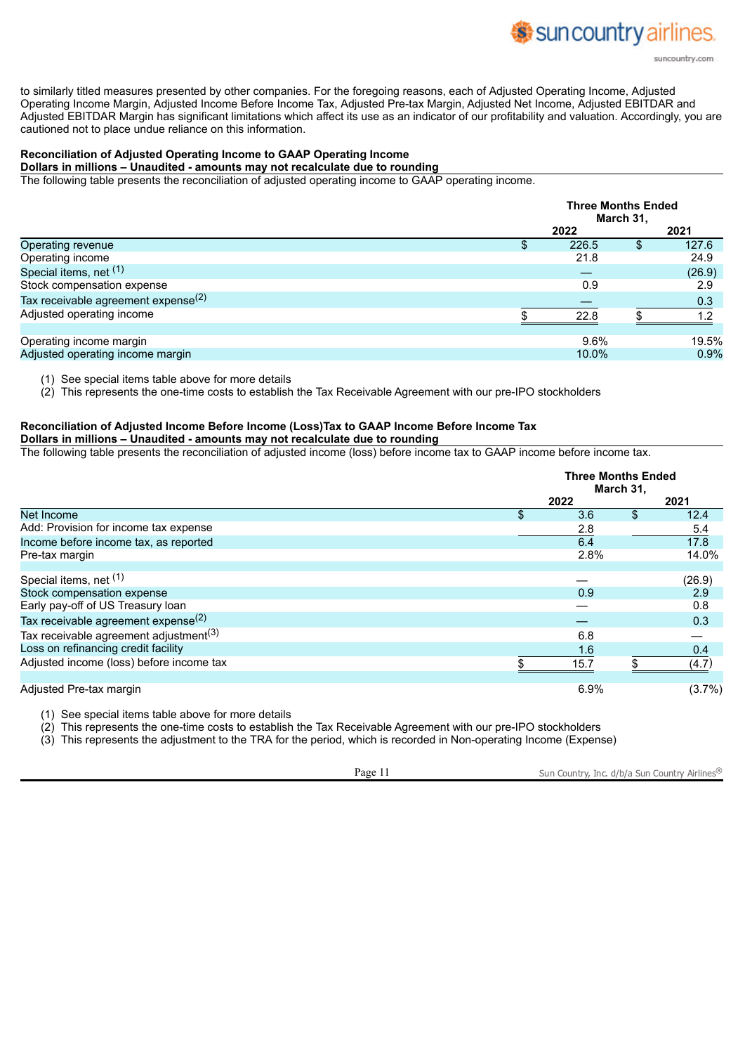to similarly titled measures presented by other companies. For the foregoing reasons, each of Adjusted Operating Income, Adjusted Operating Income Margin, Adjusted Income Before Income Tax, Adjusted Pre-tax Margin, Adjusted Net Income, Adjusted EBITDAR and Adjusted EBITDAR Margin has significant limitations which affect its use as an indicator of our profitability and valuation. Accordingly, you are cautioned not to place undue reliance on this information.

**Reconciliation of Adjusted Operating Income to GAAP Operating Income**
**Dollars in millions – Unaudited - amounts may not recalculate due to rounding**

The following table presents the reconciliation of adjusted operating income to GAAP operating income.

| | Three Months Ended March 31, | |
|---|---|---|
| | 2022 | 2021 |
| Operating revenue | $ 226.5 | $ 127.6 |
| Operating income | 21.8 | 24.9 |
| Special items, net [1] | — | (26.9) |
| Stock compensation expense | 0.9 | 2.9 |
| Tax receivable agreement expense[2] | — | 0.3 |
| Adjusted operating income | $ 22.8 | $ 1.2 |
| | | |
| Operating income margin | 9.6% | 19.5% |
| Adjusted operating income margin | 10.0% | 0.9% |

(1) See special items table above for more details
(2) This represents the one-time costs to establish the Tax Receivable Agreement with our pre-IPO stockholders

**Reconciliation of Adjusted Income Before Income (Loss)Tax to GAAP Income Before Income Tax**
**Dollars in millions – Unaudited - amounts may not recalculate due to rounding**

The following table presents the reconciliation of adjusted income (loss) before income tax to GAAP income before income tax.

| | Three Months Ended March 31, | |
|---|---|---|
| | 2022 | 2021 |
| Net Income | $ 3.6 | $ 12.4 |
| Add: Provision for income tax expense | 2.8 | 5.4 |
| Income before income tax, as reported | 6.4 | 17.8 |
| Pre-tax margin | 2.8% | 14.0% |
| | | |
| Special items, net [1] | — | (26.9) |
| Stock compensation expense | 0.9 | 2.9 |
| Early pay-off of US Treasury loan | — | 0.8 |
| Tax receivable agreement expense[2] | — | 0.3 |
| Tax receivable agreement adjustment[3] | 6.8 | — |
| Loss on refinancing credit facility | 1.6 | 0.4 |
| Adjusted income (loss) before income tax | $ 15.7 | $ (4.7) |
| | | |
| Adjusted Pre-tax margin | 6.9% | (3.7%) |

(1) See special items table above for more details
(2) This represents the one-time costs to establish the Tax Receivable Agreement with our pre-IPO stockholders
(3) This represents the adjustment to the TRA for the period, which is recorded in Non-operating Income (Expense)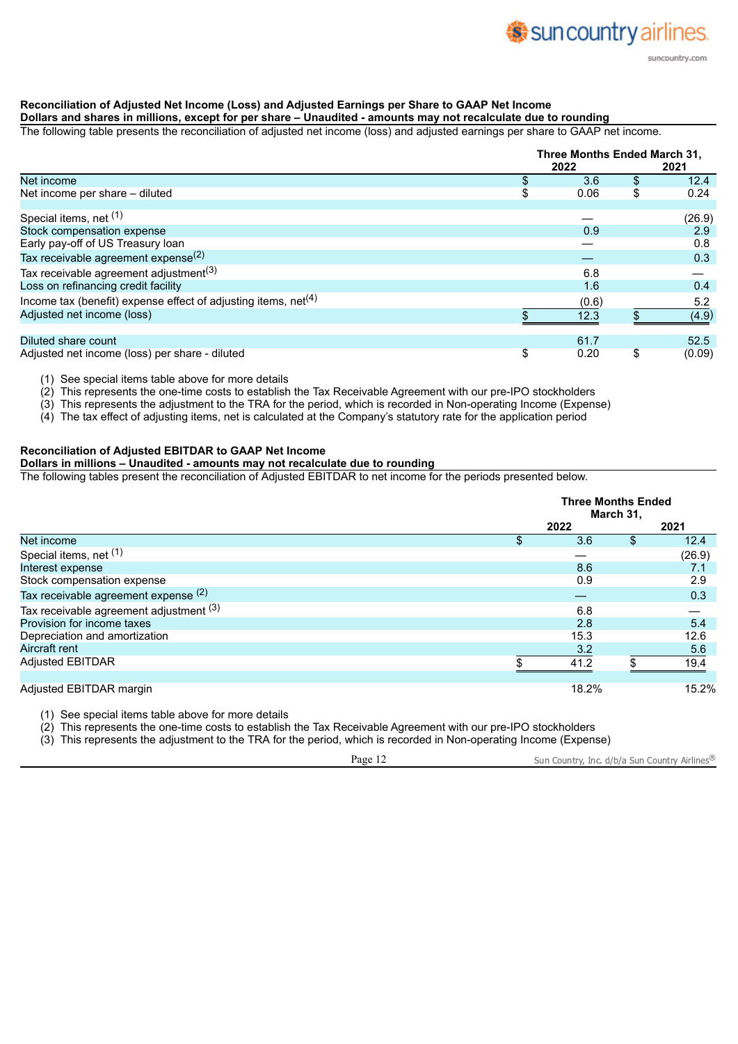**Reconciliation of Adjusted Net Income (Loss) and Adjusted Earnings per Share to GAAP Net Income**

**Dollars and shares in millions, except for per share – Unaudited - amounts may not recalculate due to rounding**

The following table presents the reconciliation of adjusted net income (loss) and adjusted earnings per share to GAAP net income.

| | Three Months Ended March 31, 2022 | Three Months Ended March 31, 2021 |
|---|---|---|
| Net income | $ 3.6 | $ 12.4 |
| Net income per share – diluted | $ 0.06 | $ 0.24 |
| | | |
| Special items, net [(1)] | — | (26.9) |
| Stock compensation expense | 0.9 | 2.9 |
| Early pay-off of US Treasury loan | — | 0.8 |
| Tax receivable agreement expense[(2)] | — | 0.3 |
| Tax receivable agreement adjustment[(3)] | 6.8 | — |
| Loss on refinancing credit facility | 1.6 | 0.4 |
| Income tax (benefit) expense effect of adjusting items, net[(4)] | (0.6) | 5.2 |
| Adjusted net income (loss) | $ 12.3 | $ (4.9) |
| | | |
| Diluted share count | 61.7 | 52.5 |
| Adjusted net income (loss) per share - diluted | $ 0.20 | $ (0.09) |

(1) See special items table above for more details
(2) This represents the one-time costs to establish the Tax Receivable Agreement with our pre-IPO stockholders
(3) This represents the adjustment to the TRA for the period, which is recorded in Non-operating Income (Expense)
(4) The tax effect of adjusting items, net is calculated at the Company's statutory rate for the application period

**Reconciliation of Adjusted EBITDAR to GAAP Net Income**

**Dollars in millions – Unaudited - amounts may not recalculate due to rounding**

The following tables present the reconciliation of Adjusted EBITDAR to net income for the periods presented below.

| | Three Months Ended March 31, 2022 | Three Months Ended March 31, 2021 |
|---|---|---|
| Net income | $ 3.6 | $ 12.4 |
| Special items, net [(1)] | — | (26.9) |
| Interest expense | 8.6 | 7.1 |
| Stock compensation expense | 0.9 | 2.9 |
| Tax receivable agreement expense [(2)] | — | 0.3 |
| Tax receivable agreement adjustment [(3)] | 6.8 | — |
| Provision for income taxes | 2.8 | 5.4 |
| Depreciation and amortization | 15.3 | 12.6 |
| Aircraft rent | 3.2 | 5.6 |
| Adjusted EBITDAR | $ 41.2 | $ 19.4 |
| | | |
| Adjusted EBITDAR margin | 18.2% | 15.2% |

(1) See special items table above for more details
(2) This represents the one-time costs to establish the Tax Receivable Agreement with our pre-IPO stockholders
(3) This represents the adjustment to the TRA for the period, which is recorded in Non-operating Income (Expense)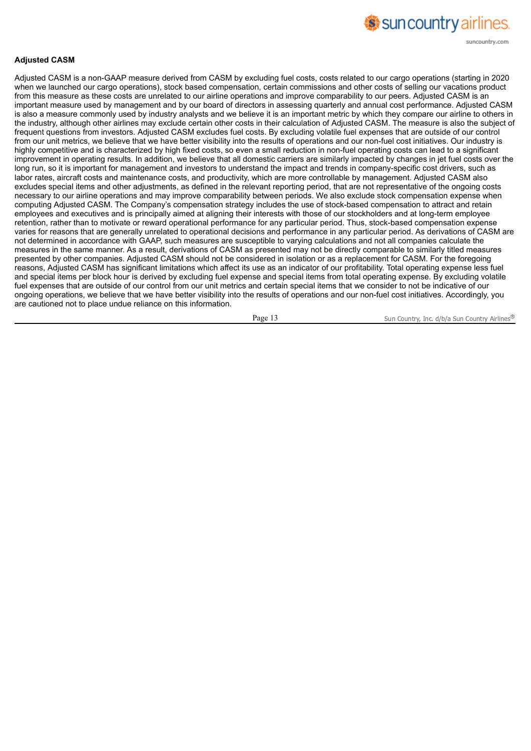**Adjusted CASM**

Adjusted CASM is a non-GAAP measure derived from CASM by excluding fuel costs, costs related to our cargo operations (starting in 2020 when we launched our cargo operations), stock based compensation, certain commissions and other costs of selling our vacations product from this measure as these costs are unrelated to our airline operations and improve comparability to our peers. Adjusted CASM is an important measure used by management and by our board of directors in assessing quarterly and annual cost performance. Adjusted CASM is also a measure commonly used by industry analysts and we believe it is an important metric by which they compare our airline to others in the industry, although other airlines may exclude certain other costs in their calculation of Adjusted CASM. The measure is also the subject of frequent questions from investors. Adjusted CASM excludes fuel costs. By excluding volatile fuel expenses that are outside of our control from our unit metrics, we believe that we have better visibility into the results of operations and our non-fuel cost initiatives. Our industry is highly competitive and is characterized by high fixed costs, so even a small reduction in non-fuel operating costs can lead to a significant improvement in operating results. In addition, we believe that all domestic carriers are similarly impacted by changes in jet fuel costs over the long run, so it is important for management and investors to understand the impact and trends in company-specific cost drivers, such as labor rates, aircraft costs and maintenance costs, and productivity, which are more controllable by management. Adjusted CASM also excludes special items and other adjustments, as defined in the relevant reporting period, that are not representative of the ongoing costs necessary to our airline operations and may improve comparability between periods. We also exclude stock compensation expense when computing Adjusted CASM. The Company's compensation strategy includes the use of stock-based compensation to attract and retain employees and executives and is principally aimed at aligning their interests with those of our stockholders and at long-term employee retention, rather than to motivate or reward operational performance for any particular period. Thus, stock-based compensation expense varies for reasons that are generally unrelated to operational decisions and performance in any particular period. As derivations of CASM are not determined in accordance with GAAP, such measures are susceptible to varying calculations and not all companies calculate the measures in the same manner. As a result, derivations of CASM as presented may not be directly comparable to similarly titled measures presented by other companies. Adjusted CASM should not be considered in isolation or as a replacement for CASM. For the foregoing reasons, Adjusted CASM has significant limitations which affect its use as an indicator of our profitability. Total operating expense less fuel and special items per block hour is derived by excluding fuel expense and special items from total operating expense. By excluding volatile fuel expenses that are outside of our control from our unit metrics and certain special items that we consider to not be indicative of our ongoing operations, we believe that we have better visibility into the results of operations and our non-fuel cost initiatives. Accordingly, you are cautioned not to place undue reliance on this information.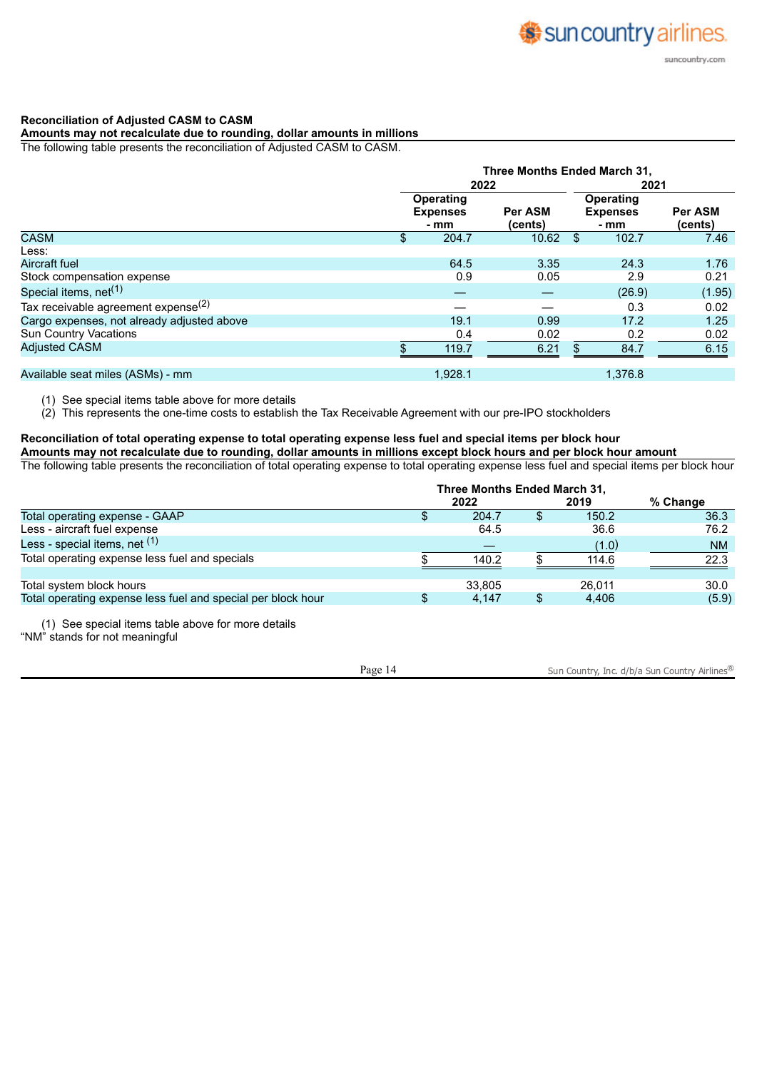**Reconciliation of Adjusted CASM to CASM**

**Amounts may not recalculate due to rounding, dollar amounts in millions**

The following table presents the reconciliation of Adjusted CASM to CASM.

| | Three Months Ended March 31, | | | |
|---|---|---|---|---|
| | 2022 | | 2021 | |
| | Operating Expenses - mm | Per ASM (cents) | Operating Expenses - mm | Per ASM (cents) |
| CASM | $ 204.7 | 10.62 | $ 102.7 | 7.46 |
| Less: | | | | |
| Aircraft fuel | 64.5 | 3.35 | 24.3 | 1.76 |
| Stock compensation expense | 0.9 | 0.05 | 2.9 | 0.21 |
| Special items, net[1] | — | — | (26.9) | (1.95) |
| Tax receivable agreement expense[2] | — | — | 0.3 | 0.02 |
| Cargo expenses, not already adjusted above | 19.1 | 0.99 | 17.2 | 1.25 |
| Sun Country Vacations | 0.4 | 0.02 | 0.2 | 0.02 |
| Adjusted CASM | $ 119.7 | 6.21 | $ 84.7 | 6.15 |
| | | | | |
| Available seat miles (ASMs) - mm | 1,928.1 | | 1,376.8 | |

(1) See special items table above for more details
(2) This represents the one-time costs to establish the Tax Receivable Agreement with our pre-IPO stockholders

**Reconciliation of total operating expense to total operating expense less fuel and special items per block hour**

**Amounts may not recalculate due to rounding, dollar amounts in millions except block hours and per block hour amount**

The following table presents the reconciliation of total operating expense to total operating expense less fuel and special items per block hour

| | Three Months Ended March 31, | | |
|---|---|---|---|
| | 2022 | 2019 | % Change |
| Total operating expense - GAAP | $ 204.7 | $ 150.2 | 36.3 |
| Less - aircraft fuel expense | 64.5 | 36.6 | 76.2 |
| Less - special items, net [1] | — | (1.0) | NM |
| Total operating expense less fuel and specials | $ 140.2 | $ 114.6 | 22.3 |
| | | | |
| Total system block hours | 33,805 | 26,011 | 30.0 |
| Total operating expense less fuel and special per block hour | $ 4,147 | $ 4,406 | (5.9) |

(1) See special items table above for more details
"NM" stands for not meaningful